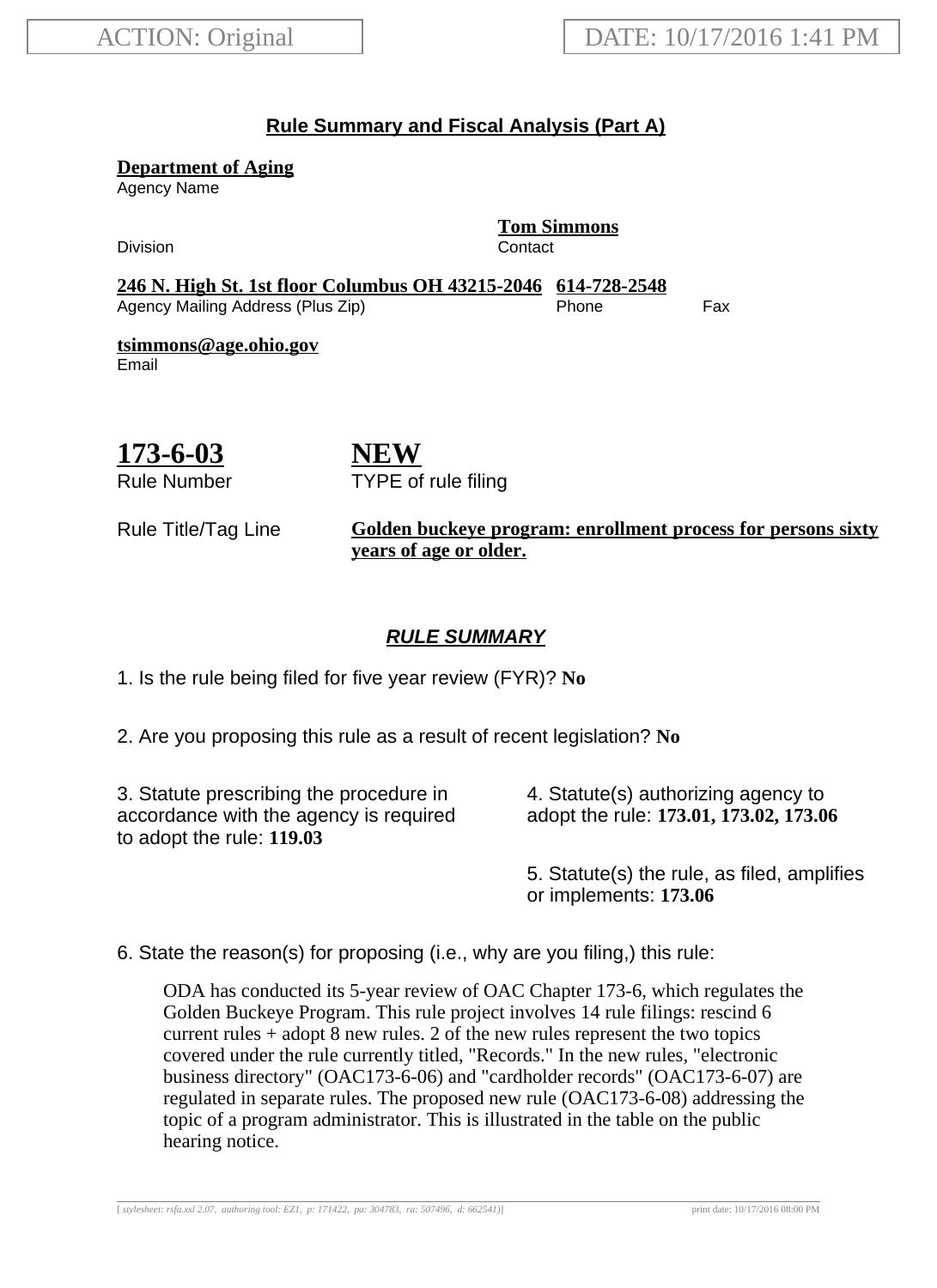ACTION: Original

DATE: 10/17/2016 1:41 PM

## Rule Summary and Fiscal Analysis (Part A)

**Department of Aging**
Agency Name

Division

**Tom Simmons**
Contact

**246 N. High St. 1st floor Columbus OH 43215-2046**
Agency Mailing Address (Plus Zip)

**614-728-2548**
Phone

Fax

**tsimmons@age.ohio.gov**
Email

**173-6-03**
Rule Number

**NEW**
TYPE of rule filing

Rule Title/Tag Line: **Golden buckeye program: enrollment process for persons sixty years of age or older.**

### *RULE SUMMARY*

1. Is the rule being filed for five year review (FYR)? **No**

2. Are you proposing this rule as a result of recent legislation? **No**

3. Statute prescribing the procedure in accordance with the agency is required to adopt the rule: **119.03**

4. Statute(s) authorizing agency to adopt the rule: **173.01, 173.02, 173.06**

5. Statute(s) the rule, as filed, amplifies or implements: **173.06**

6. State the reason(s) for proposing (i.e., why are you filing,) this rule:

ODA has conducted its 5-year review of OAC Chapter 173-6, which regulates the Golden Buckeye Program. This rule project involves 14 rule filings: rescind 6 current rules + adopt 8 new rules. 2 of the new rules represent the two topics covered under the rule currently titled, "Records." In the new rules, "electronic business directory" (OAC173-6-06) and "cardholder records" (OAC173-6-07) are regulated in separate rules. The proposed new rule (OAC173-6-08) addressing the topic of a program administrator. This is illustrated in the table on the public hearing notice.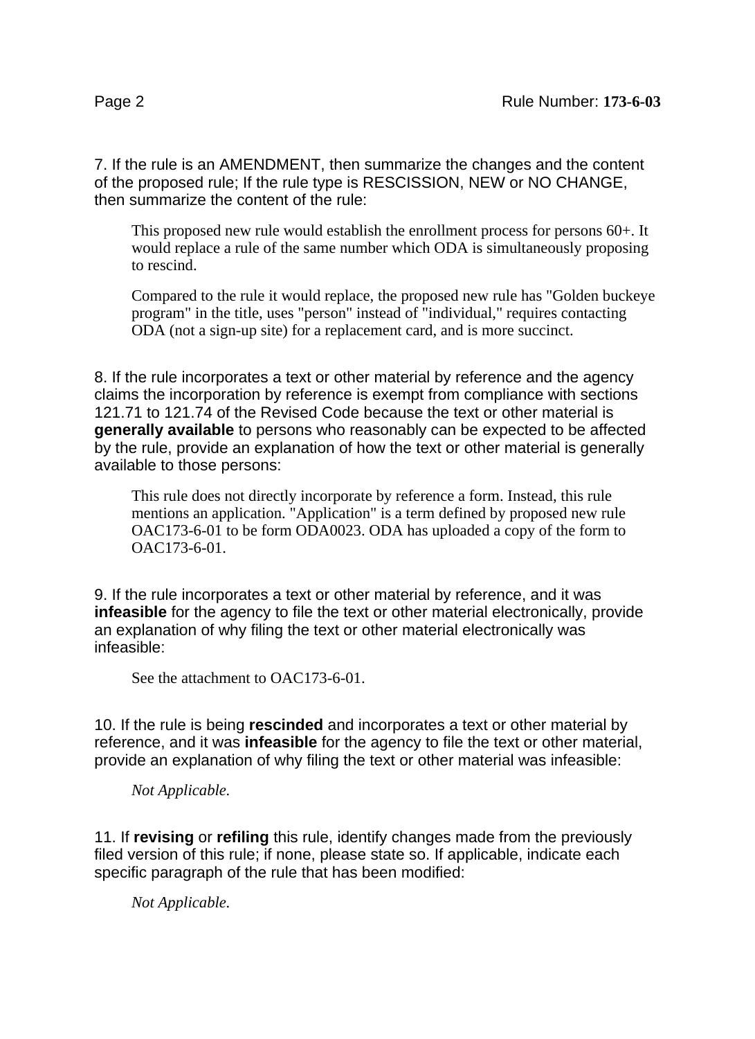7. If the rule is an AMENDMENT, then summarize the changes and the content of the proposed rule; If the rule type is RESCISSION, NEW or NO CHANGE, then summarize the content of the rule:

This proposed new rule would establish the enrollment process for persons 60+. It would replace a rule of the same number which ODA is simultaneously proposing to rescind.

Compared to the rule it would replace, the proposed new rule has "Golden buckeye program" in the title, uses "person" instead of "individual," requires contacting ODA (not a sign-up site) for a replacement card, and is more succinct.

8. If the rule incorporates a text or other material by reference and the agency claims the incorporation by reference is exempt from compliance with sections 121.71 to 121.74 of the Revised Code because the text or other material is **generally available** to persons who reasonably can be expected to be affected by the rule, provide an explanation of how the text or other material is generally available to those persons:

This rule does not directly incorporate by reference a form. Instead, this rule mentions an application. "Application" is a term defined by proposed new rule OAC173-6-01 to be form ODA0023. ODA has uploaded a copy of the form to OAC173-6-01.

9. If the rule incorporates a text or other material by reference, and it was **infeasible** for the agency to file the text or other material electronically, provide an explanation of why filing the text or other material electronically was infeasible:

See the attachment to OAC173-6-01.

10. If the rule is being **rescinded** and incorporates a text or other material by reference, and it was **infeasible** for the agency to file the text or other material, provide an explanation of why filing the text or other material was infeasible:

*Not Applicable.*

11. If **revising** or **refiling** this rule, identify changes made from the previously filed version of this rule; if none, please state so. If applicable, indicate each specific paragraph of the rule that has been modified:

*Not Applicable.*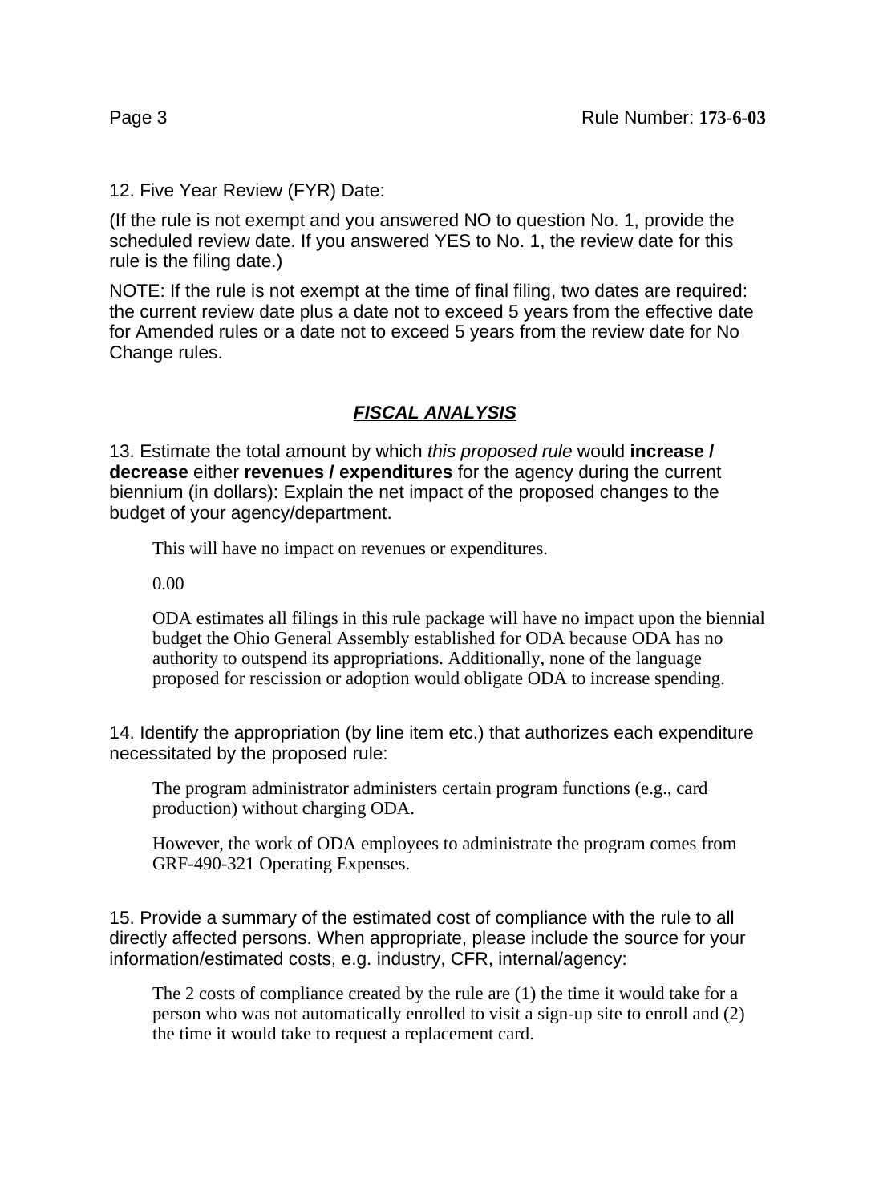12. Five Year Review (FYR) Date:

(If the rule is not exempt and you answered NO to question No. 1, provide the scheduled review date. If you answered YES to No. 1, the review date for this rule is the filing date.)

NOTE: If the rule is not exempt at the time of final filing, two dates are required: the current review date plus a date not to exceed 5 years from the effective date for Amended rules or a date not to exceed 5 years from the review date for No Change rules.

## ***FISCAL ANALYSIS***

13. Estimate the total amount by which *this proposed rule* would **increase / decrease** either **revenues / expenditures** for the agency during the current biennium (in dollars): Explain the net impact of the proposed changes to the budget of your agency/department.

> This will have no impact on revenues or expenditures.
>
> 0.00
>
> ODA estimates all filings in this rule package will have no impact upon the biennial budget the Ohio General Assembly established for ODA because ODA has no authority to outspend its appropriations. Additionally, none of the language proposed for rescission or adoption would obligate ODA to increase spending.

14. Identify the appropriation (by line item etc.) that authorizes each expenditure necessitated by the proposed rule:

> The program administrator administers certain program functions (e.g., card production) without charging ODA.
>
> However, the work of ODA employees to administrate the program comes from GRF-490-321 Operating Expenses.

15. Provide a summary of the estimated cost of compliance with the rule to all directly affected persons. When appropriate, please include the source for your information/estimated costs, e.g. industry, CFR, internal/agency:

> The 2 costs of compliance created by the rule are (1) the time it would take for a person who was not automatically enrolled to visit a sign-up site to enroll and (2) the time it would take to request a replacement card.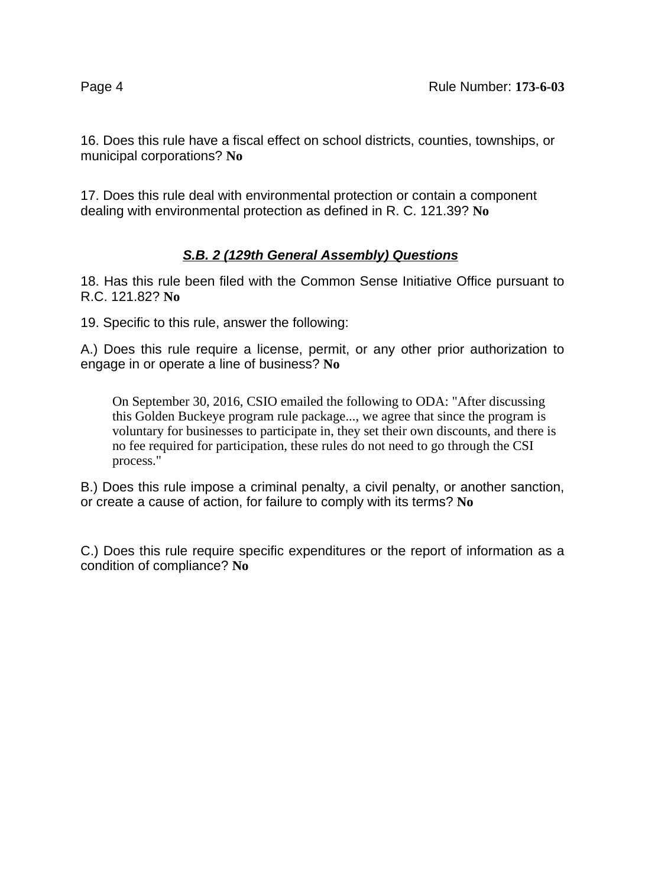16. Does this rule have a fiscal effect on school districts, counties, townships, or municipal corporations? **No**

17. Does this rule deal with environmental protection or contain a component dealing with environmental protection as defined in R. C. 121.39? **No**

### ***S.B. 2 (129th General Assembly) Questions***

18. Has this rule been filed with the Common Sense Initiative Office pursuant to R.C. 121.82? **No**

19. Specific to this rule, answer the following:

A.) Does this rule require a license, permit, or any other prior authorization to engage in or operate a line of business? **No**

> On September 30, 2016, CSIO emailed the following to ODA: "After discussing this Golden Buckeye program rule package..., we agree that since the program is voluntary for businesses to participate in, they set their own discounts, and there is no fee required for participation, these rules do not need to go through the CSI process."

B.) Does this rule impose a criminal penalty, a civil penalty, or another sanction, or create a cause of action, for failure to comply with its terms? **No**

C.) Does this rule require specific expenditures or the report of information as a condition of compliance? **No**